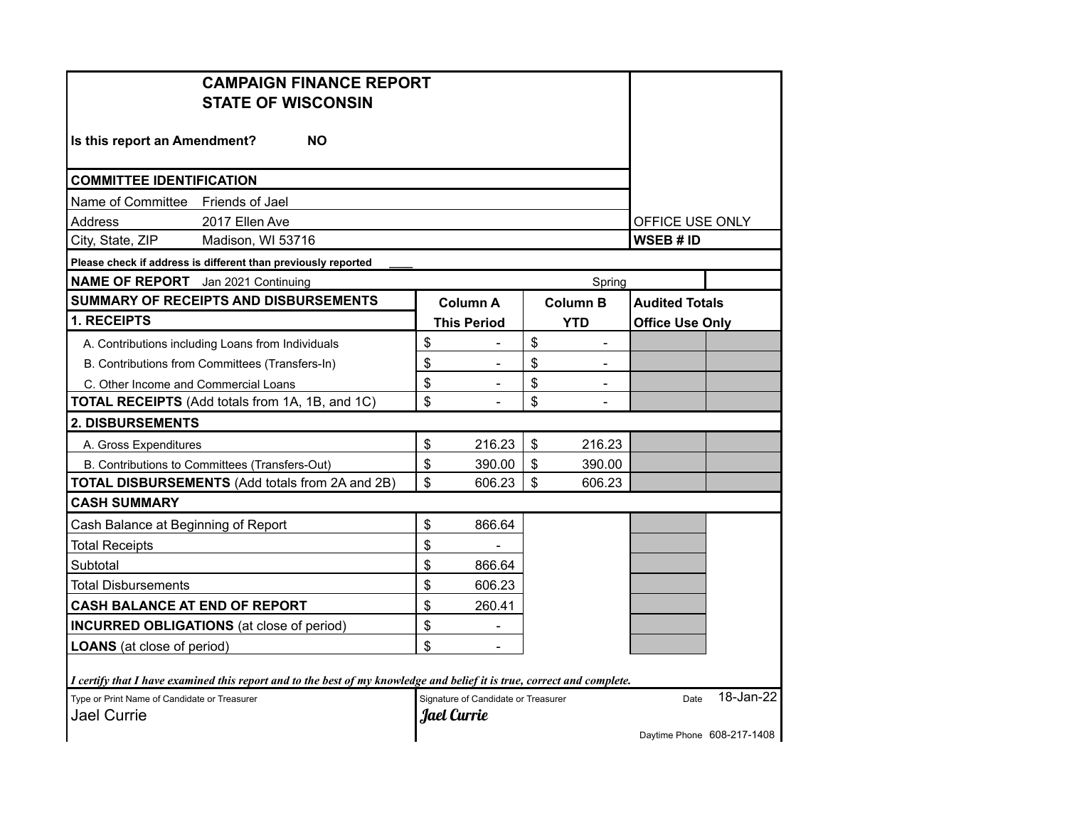# CAMPAIGN FINANCE REPORT
# STATE OF WISCONSIN

**Is this report an Amendment?** **NO**

| **COMMITTEE IDENTIFICATION** | |
|---|---|
| Name of Committee | Friends of Jael |
| Address | 2017 Ellen Ave |
| City, State, ZIP | Madison, WI 53716 |

OFFICE USE ONLY

**WSEB # ID**

**Please check if address is different than previously reported** ____

**NAME OF REPORT** Jan 2021 Continuing Spring

| **SUMMARY OF RECEIPTS AND DISBURSEMENTS** | **Column A** | **Column B** | **Audited Totals** | |
|---|---|---|---|---|
| **1. RECEIPTS** | **This Period** | **YTD** | **Office Use Only** | |
| A. Contributions including Loans from Individuals | $ - | $ - | | |
| B. Contributions from Committees (Transfers-In) | $ - | $ - | | |
| C. Other Income and Commercial Loans | $ - | $ - | | |
| **TOTAL RECEIPTS** (Add totals from 1A, 1B, and 1C) | $ - | $ - | | |
| **2. DISBURSEMENTS** | | | | |
| A. Gross Expenditures | $ 216.23 | $ 216.23 | | |
| B. Contributions to Committees (Transfers-Out) | $ 390.00 | $ 390.00 | | |
| **TOTAL DISBURSEMENTS** (Add totals from 2A and 2B) | $ 606.23 | $ 606.23 | | |
| **CASH SUMMARY** | | | | |
| Cash Balance at Beginning of Report | $ 866.64 | | | |
| Total Receipts | $ - | | | |
| Subtotal | $ 866.64 | | | |
| Total Disbursements | $ 606.23 | | | |
| **CASH BALANCE AT END OF REPORT** | $ 260.41 | | | |
| **INCURRED OBLIGATIONS** (at close of period) | $ - | | | |
| **LOANS** (at close of period) | $ - | | | |

***I certify that I have examined this report and to the best of my knowledge and belief it is true, correct and complete.***

| Type or Print Name of Candidate or Treasurer | Signature of Candidate or Treasurer | Date |
|---|---|---|
| Jael Currie | *Jael Currie* | 18-Jan-22 |

Daytime Phone 608-217-1408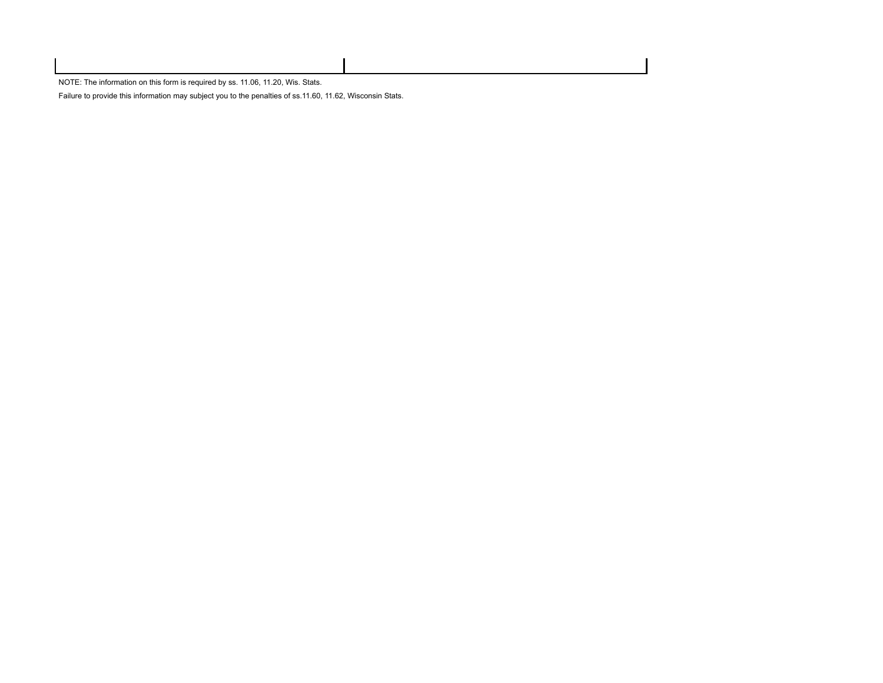| | |
|---|---|
| | |

NOTE: The information on this form is required by ss. 11.06, 11.20, Wis. Stats.

Failure to provide this information may subject you to the penalties of ss.11.60, 11.62, Wisconsin Stats.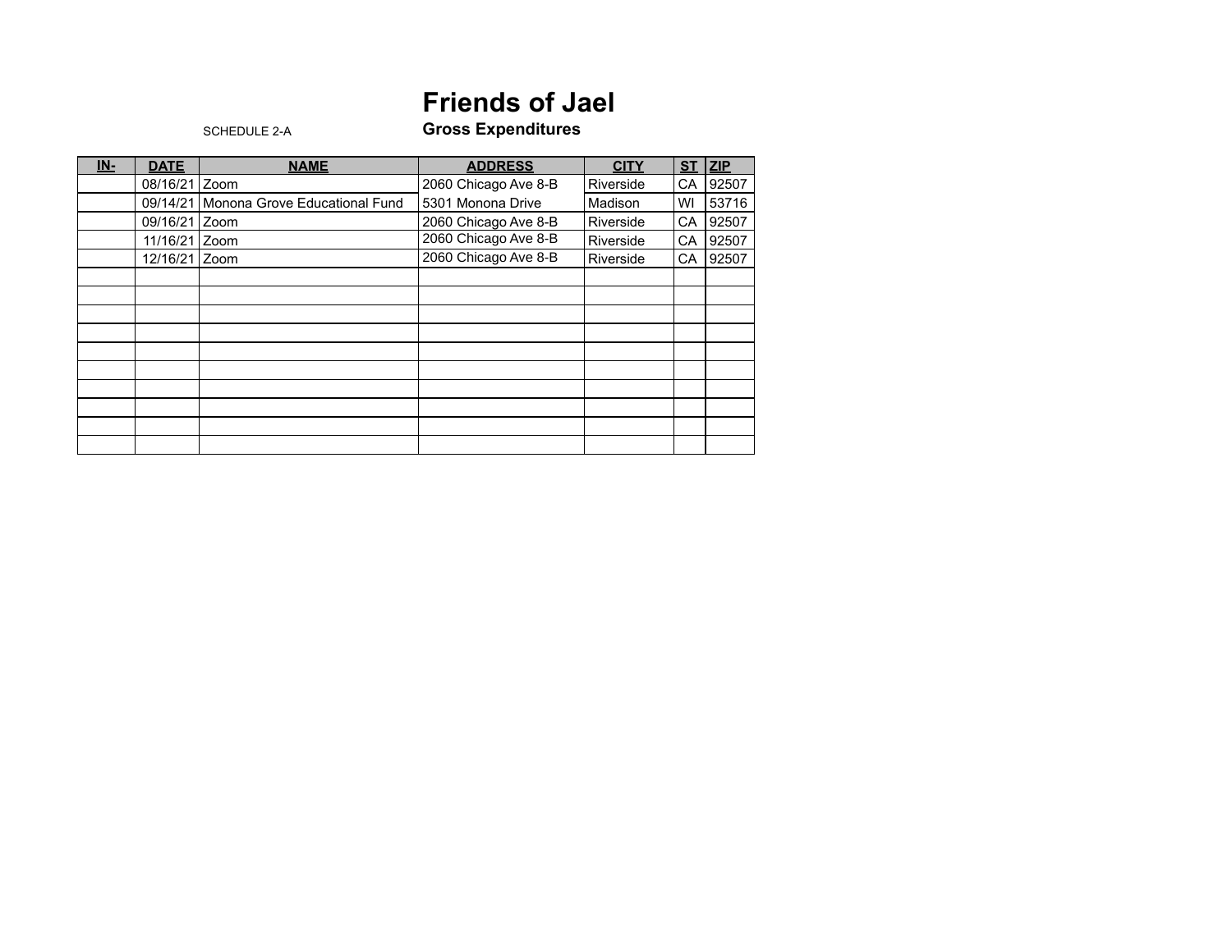# Friends of Jael

SCHEDULE 2-A

## Gross Expenditures

| IN- | DATE | NAME | ADDRESS | CITY | ST | ZIP |
|---|---|---|---|---|---|---|
| | 08/16/21 | Zoom | 2060 Chicago Ave 8-B | Riverside | CA | 92507 |
| | 09/14/21 | Monona Grove Educational Fund | 5301 Monona Drive | Madison | WI | 53716 |
| | 09/16/21 | Zoom | 2060 Chicago Ave 8-B | Riverside | CA | 92507 |
| | 11/16/21 | Zoom | 2060 Chicago Ave 8-B | Riverside | CA | 92507 |
| | 12/16/21 | Zoom | 2060 Chicago Ave 8-B | Riverside | CA | 92507 |
| | | | | | | |
| | | | | | | |
| | | | | | | |
| | | | | | | |
| | | | | | | |
| | | | | | | |
| | | | | | | |
| | | | | | | |
| | | | | | | |
| | | | | | | |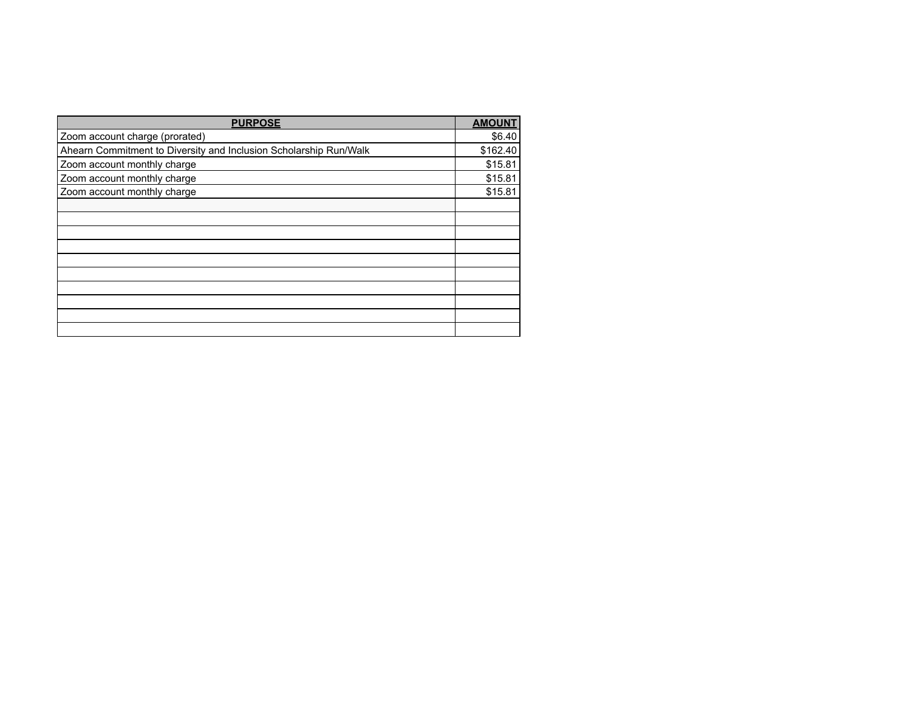| PURPOSE | AMOUNT |
|---|---|
| Zoom account charge (prorated) | $6.40 |
| Ahearn Commitment to Diversity and Inclusion Scholarship Run/Walk | $162.40 |
| Zoom account monthly charge | $15.81 |
| Zoom account monthly charge | $15.81 |
| Zoom account monthly charge | $15.81 |
| | |
| | |
| | |
| | |
| | |
| | |
| | |
| | |
| | |
| | |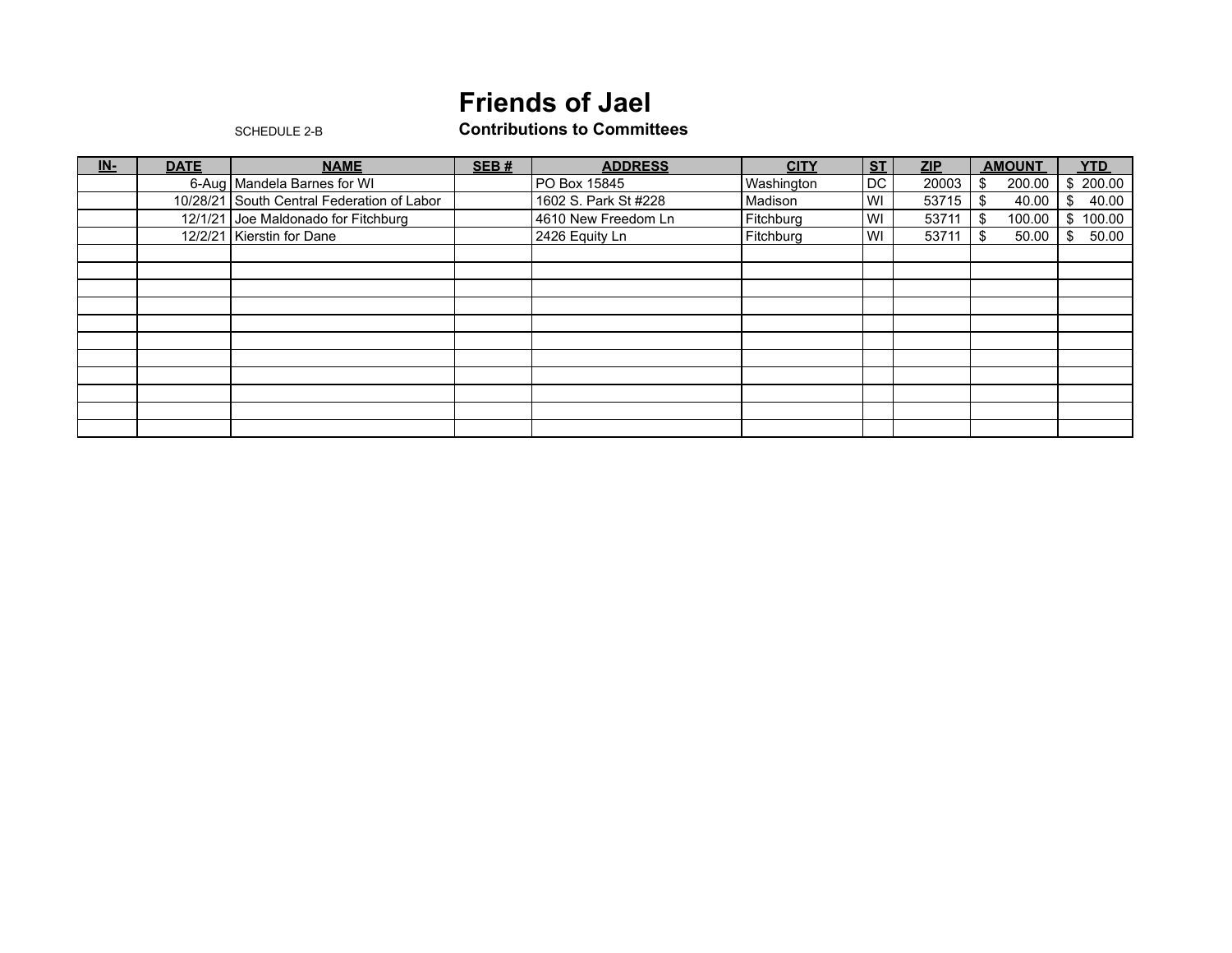# Friends of Jael

SCHEDULE 2-B

## Contributions to Committees

| IN- | DATE | NAME | SEB # | ADDRESS | CITY | ST | ZIP | AMOUNT | YTD |
|---|---|---|---|---|---|---|---|---|---|
| | 6-Aug | Mandela Barnes for WI | | PO Box 15845 | Washington | DC | 20003 | $ 200.00 | $ 200.00 |
| | 10/28/21 | South Central Federation of Labor | | 1602 S. Park St #228 | Madison | WI | 53715 | $ 40.00 | $ 40.00 |
| | 12/1/21 | Joe Maldonado for Fitchburg | | 4610 New Freedom Ln | Fitchburg | WI | 53711 | $ 100.00 | $ 100.00 |
| | 12/2/21 | Kierstin for Dane | | 2426 Equity Ln | Fitchburg | WI | 53711 | $ 50.00 | $ 50.00 |
| | | | | | | | | | |
| | | | | | | | | | |
| | | | | | | | | | |
| | | | | | | | | | |
| | | | | | | | | | |
| | | | | | | | | | |
| | | | | | | | | | |
| | | | | | | | | | |
| | | | | | | | | | |
| | | | | | | | | | |
| | | | | | | | | | |